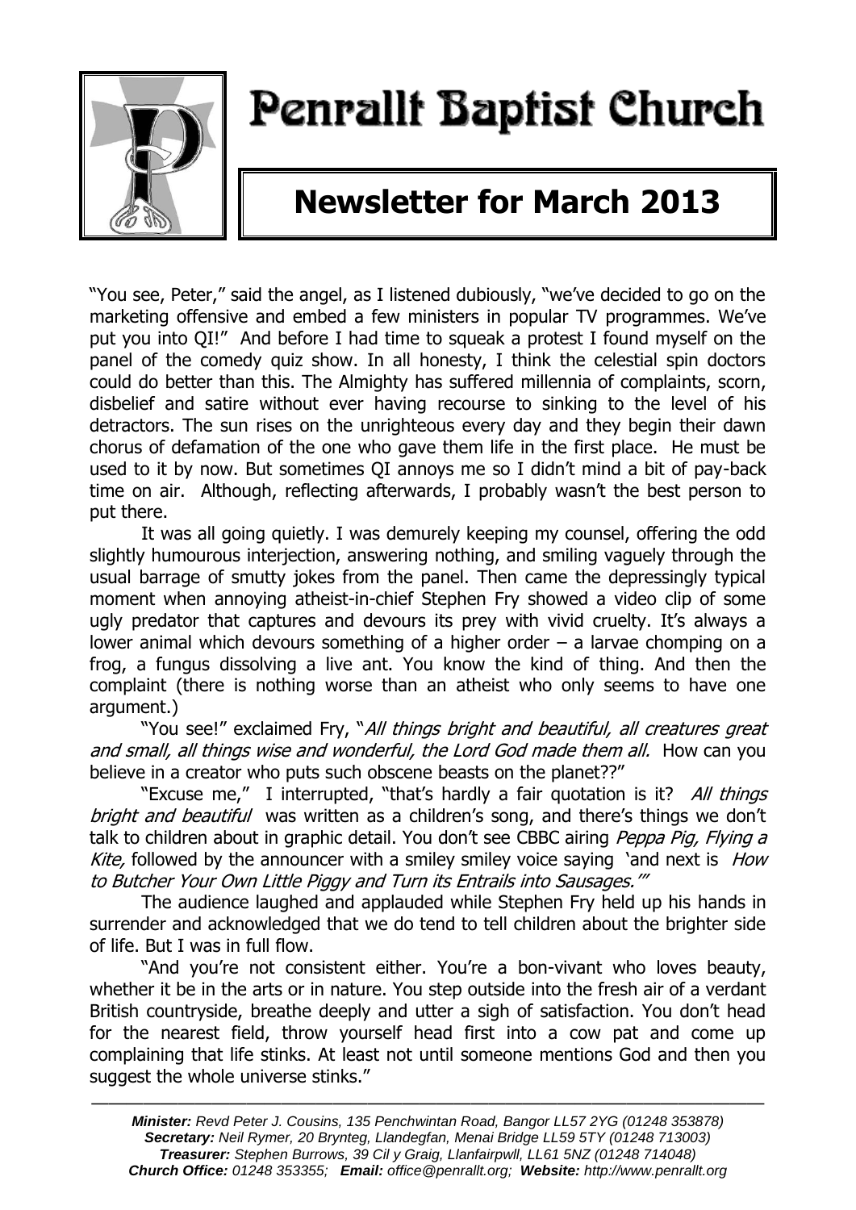# Penrallt Baptist Church

## Newsletter for March 2013

"You see, Peter," said the angel, as I listened dubiously, "we've decided to go on the marketing offensive and embed a few ministers in popular TV programmes. We've put you into QI!" And before I had time to squeak a protest I found myself on the panel of the comedy quiz show. In all honesty, I think the celestial spin doctors could do better than this. The Almighty has suffered millennia of complaints, scorn, disbelief and satire without ever having recourse to sinking to the level of his detractors. The sun rises on the unrighteous every day and they begin their dawn chorus of defamation of the one who gave them life in the first place. He must be used to it by now. But sometimes QI annoys me so I didn't mind a bit of pay-back time on air. Although, reflecting afterwards, I probably wasn't the best person to put there.

It was all going quietly. I was demurely keeping my counsel, offering the odd slightly humourous interjection, answering nothing, and smiling vaguely through the usual barrage of smutty jokes from the panel. Then came the depressingly typical moment when annoying atheist-in-chief Stephen Fry showed a video clip of some ugly predator that captures and devours its prey with vivid cruelty. It's always a lower animal which devours something of a higher order – a larvae chomping on a frog, a fungus dissolving a live ant. You know the kind of thing. And then the complaint (there is nothing worse than an atheist who only seems to have one argument.)

"You see!" exclaimed Fry, "*All things bright and beautiful, all creatures great and small, all things wise and wonderful, the Lord God made them all.* How can you believe in a creator who puts such obscene beasts on the planet??"

"Excuse me," I interrupted, "that's hardly a fair quotation is it? *All things bright and beautiful* was written as a children's song, and there's things we don't talk to children about in graphic detail. You don't see CBBC airing *Peppa Pig, Flying a Kite,* followed by the announcer with a smiley smiley voice saying 'and next is *How to Butcher Your Own Little Piggy and Turn its Entrails into Sausages.'*"

The audience laughed and applauded while Stephen Fry held up his hands in surrender and acknowledged that we do tend to tell children about the brighter side of life. But I was in full flow.

"And you're not consistent either. You're a bon-vivant who loves beauty, whether it be in the arts or in nature. You step outside into the fresh air of a verdant British countryside, breathe deeply and utter a sigh of satisfaction. You don't head for the nearest field, throw yourself head first into a cow pat and come up complaining that life stinks. At least not until someone mentions God and then you suggest the whole universe stinks."

---

***Minister:*** *Revd Peter J. Cousins, 135 Penchwintan Road, Bangor LL57 2YG (01248 353878)*
***Secretary:*** *Neil Rymer, 20 Brynteg, Llandegfan, Menai Bridge LL59 5TY (01248 713003)*
***Treasurer:*** *Stephen Burrows, 39 Cil y Graig, Llanfairpwll, LL61 5NZ (01248 714048)*
***Church Office:*** *01248 353355;* ***Email:*** *office@penrallt.org;* ***Website:*** *http://www.penrallt.org*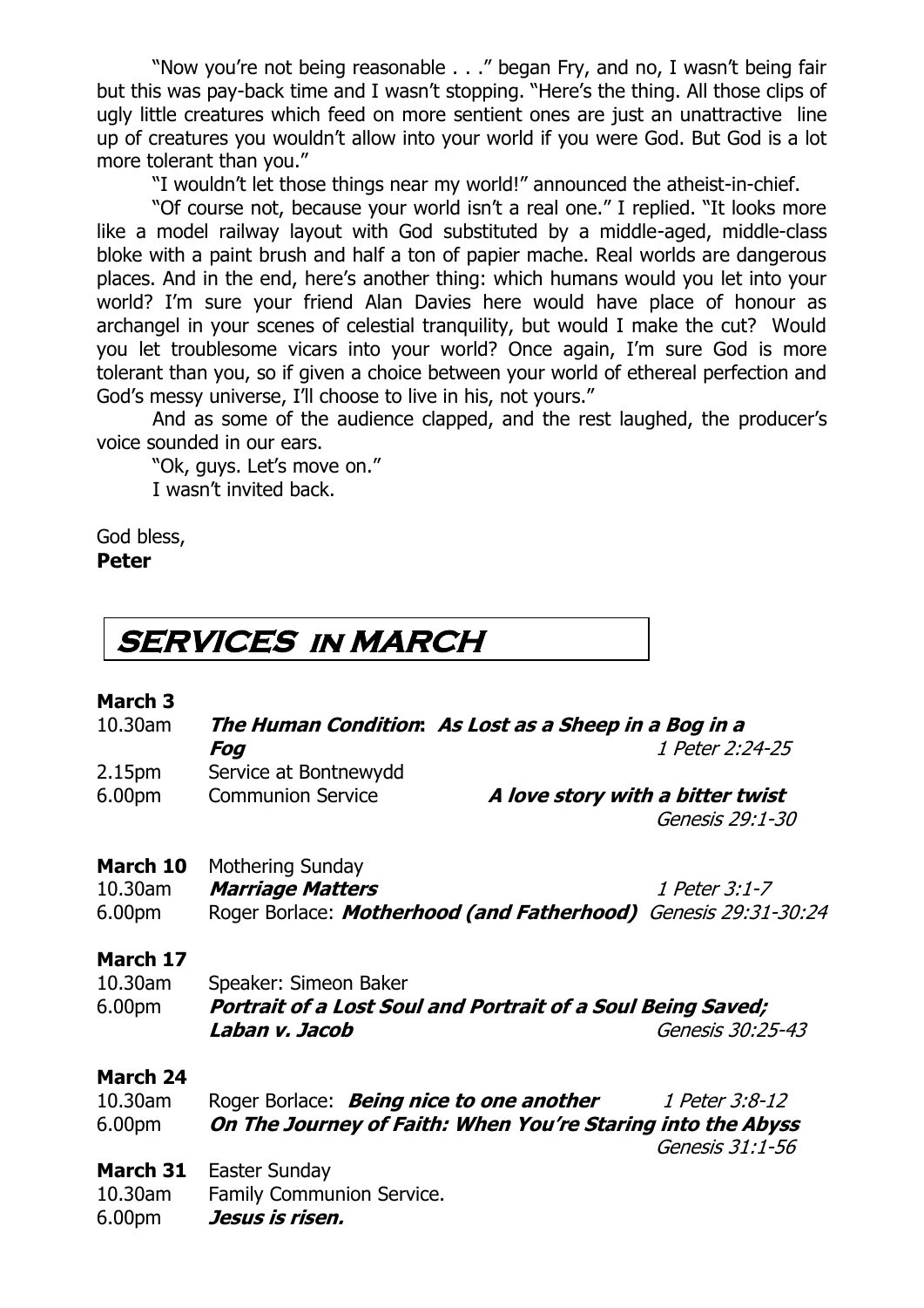"Now you're not being reasonable . . ." began Fry, and no, I wasn't being fair but this was pay-back time and I wasn't stopping. "Here's the thing. All those clips of ugly little creatures which feed on more sentient ones are just an unattractive line up of creatures you wouldn't allow into your world if you were God. But God is a lot more tolerant than you."

"I wouldn't let those things near my world!" announced the atheist-in-chief.

"Of course not, because your world isn't a real one." I replied. "It looks more like a model railway layout with God substituted by a middle-aged, middle-class bloke with a paint brush and half a ton of papier mache. Real worlds are dangerous places. And in the end, here's another thing: which humans would you let into your world? I'm sure your friend Alan Davies here would have place of honour as archangel in your scenes of celestial tranquility, but would I make the cut? Would you let troublesome vicars into your world? Once again, I'm sure God is more tolerant than you, so if given a choice between your world of ethereal perfection and God's messy universe, I'll choose to live in his, not yours."

And as some of the audience clapped, and the rest laughed, the producer's voice sounded in our ears.

"Ok, guys. Let's move on."

I wasn't invited back.

God bless,
**Peter**

# SERVICES IN MARCH

**March 3**

| | | |
|---|---|---|
| 10.30am | ***The Human Condition*: *As Lost as a Sheep in a Bog in a Fog*** | *1 Peter 2:24-25* |
| 2.15pm | Service at Bontnewydd | |
| 6.00pm | Communion Service ***A love story with a bitter twist*** | *Genesis 29:1-30* |

**March 10** Mothering Sunday

| | | |
|---|---|---|
| 10.30am | ***Marriage Matters*** | *1 Peter 3:1-7* |
| 6.00pm | Roger Borlace: ***Motherhood (and Fatherhood)*** | *Genesis 29:31-30:24* |

**March 17**

| | | |
|---|---|---|
| 10.30am | Speaker: Simeon Baker | |
| 6.00pm | ***Portrait of a Lost Soul and Portrait of a Soul Being Saved; Laban v. Jacob*** | *Genesis 30:25-43* |

**March 24**

| | | |
|---|---|---|
| 10.30am | Roger Borlace: ***Being nice to one another*** | *1 Peter 3:8-12* |
| 6.00pm | ***On The Journey of Faith: When You're Staring into the Abyss*** | *Genesis 31:1-56* |

**March 31** Easter Sunday

| | |
|---|---|
| 10.30am | Family Communion Service. |
| 6.00pm | ***Jesus is risen.*** |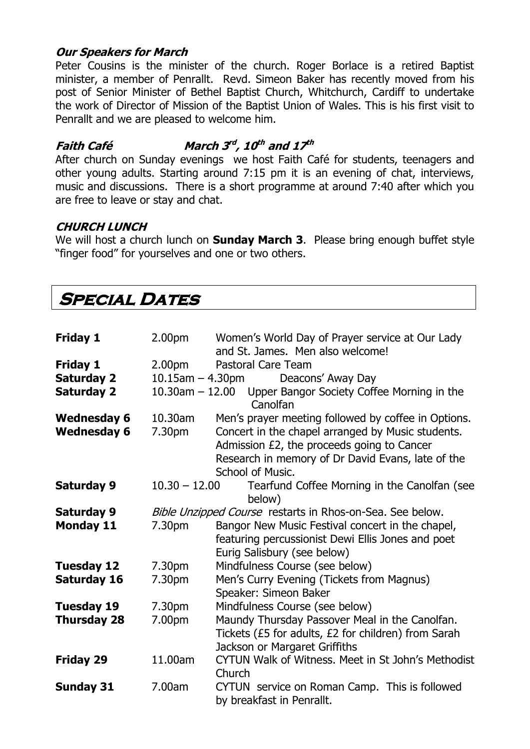### *Our Speakers for March*

Peter Cousins is the minister of the church. Roger Borlace is a retired Baptist minister, a member of Penrallt. Revd. Simeon Baker has recently moved from his post of Senior Minister of Bethel Baptist Church, Whitchurch, Cardiff to undertake the work of Director of Mission of the Baptist Union of Wales. This is his first visit to Penrallt and we are pleased to welcome him.

### *Faith Café — March 3rd, 10th and 17th*

After church on Sunday evenings we host Faith Café for students, teenagers and other young adults. Starting around 7:15 pm it is an evening of chat, interviews, music and discussions. There is a short programme at around 7:40 after which you are free to leave or stay and chat.

### *CHURCH LUNCH*

We will host a church lunch on **Sunday March 3**. Please bring enough buffet style "finger food" for yourselves and one or two others.

## Special Dates

| | | |
|---|---|---|
| **Friday 1** | 2.00pm | Women's World Day of Prayer service at Our Lady and St. James. Men also welcome! |
| **Friday 1** | 2.00pm | Pastoral Care Team |
| **Saturday 2** | 10.15am – 4.30pm | Deacons' Away Day |
| **Saturday 2** | 10.30am – 12.00 | Upper Bangor Society Coffee Morning in the Canolfan |
| **Wednesday 6** | 10.30am | Men's prayer meeting followed by coffee in Options. |
| **Wednesday 6** | 7.30pm | Concert in the chapel arranged by Music students. Admission £2, the proceeds going to Cancer Research in memory of Dr David Evans, late of the School of Music. |
| **Saturday 9** | 10.30 – 12.00 | Tearfund Coffee Morning in the Canolfan (see below) |
| **Saturday 9** | | *Bible Unzipped Course* restarts in Rhos-on-Sea. See below. |
| **Monday 11** | 7.30pm | Bangor New Music Festival concert in the chapel, featuring percussionist Dewi Ellis Jones and poet Eurig Salisbury (see below) |
| **Tuesday 12** | 7.30pm | Mindfulness Course (see below) |
| **Saturday 16** | 7.30pm | Men's Curry Evening (Tickets from Magnus) Speaker: Simeon Baker |
| **Tuesday 19** | 7.30pm | Mindfulness Course (see below) |
| **Thursday 28** | 7.00pm | Maundy Thursday Passover Meal in the Canolfan. Tickets (£5 for adults, £2 for children) from Sarah Jackson or Margaret Griffiths |
| **Friday 29** | 11.00am | CYTUN Walk of Witness. Meet in St John's Methodist Church |
| **Sunday 31** | 7.00am | CYTUN service on Roman Camp. This is followed by breakfast in Penrallt. |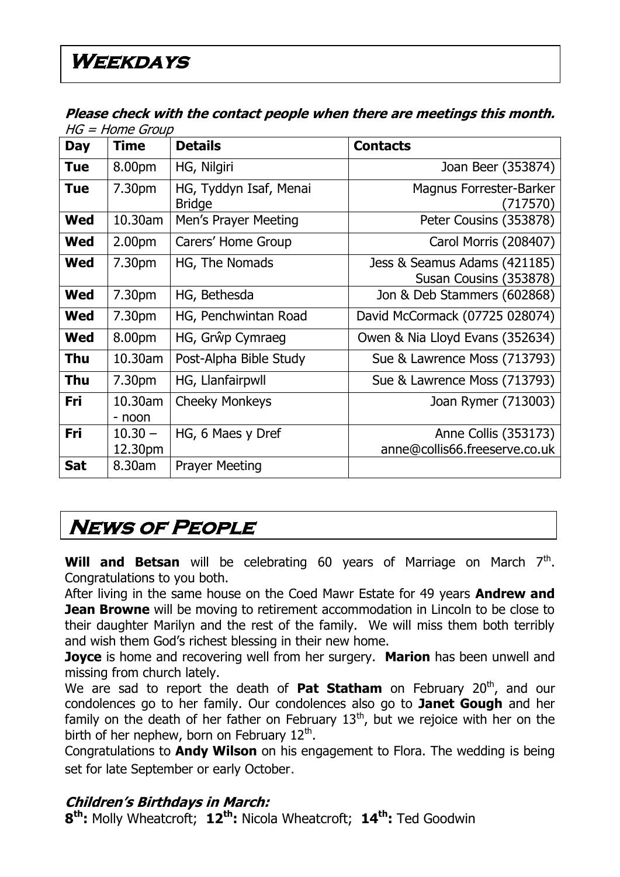# Weekdays

***Please check with the contact people when there are meetings this month.***

*HG = Home Group*

| Day | Time | Details | Contacts |
|---|---|---|---|
| **Tue** | 8.00pm | HG, Nilgiri | Joan Beer (353874) |
| **Tue** | 7.30pm | HG, Tyddyn Isaf, Menai Bridge | Magnus Forrester-Barker (717570) |
| **Wed** | 10.30am | Men's Prayer Meeting | Peter Cousins (353878) |
| **Wed** | 2.00pm | Carers' Home Group | Carol Morris (208407) |
| **Wed** | 7.30pm | HG, The Nomads | Jess & Seamus Adams (421185) Susan Cousins (353878) |
| **Wed** | 7.30pm | HG, Bethesda | Jon & Deb Stammers (602868) |
| **Wed** | 7.30pm | HG, Penchwintan Road | David McCormack (07725 028074) |
| **Wed** | 8.00pm | HG, Grŵp Cymraeg | Owen & Nia Lloyd Evans (352634) |
| **Thu** | 10.30am | Post-Alpha Bible Study | Sue & Lawrence Moss (713793) |
| **Thu** | 7.30pm | HG, Llanfairpwll | Sue & Lawrence Moss (713793) |
| **Fri** | 10.30am - noon | Cheeky Monkeys | Joan Rymer (713003) |
| **Fri** | 10.30 – 12.30pm | HG, 6 Maes y Dref | Anne Collis (353173) anne@collis66.freeserve.co.uk |
| **Sat** | 8.30am | Prayer Meeting | |

# News of People

**Will and Betsan** will be celebrating 60 years of Marriage on March 7th. Congratulations to you both.

After living in the same house on the Coed Mawr Estate for 49 years **Andrew and Jean Browne** will be moving to retirement accommodation in Lincoln to be close to their daughter Marilyn and the rest of the family. We will miss them both terribly and wish them God's richest blessing in their new home.

**Joyce** is home and recovering well from her surgery. **Marion** has been unwell and missing from church lately.

We are sad to report the death of **Pat Statham** on February 20th, and our condolences go to her family. Our condolences also go to **Janet Gough** and her family on the death of her father on February 13th, but we rejoice with her on the birth of her nephew, born on February 12th.

Congratulations to **Andy Wilson** on his engagement to Flora. The wedding is being set for late September or early October.

### *Children's Birthdays in March:*

**8th:** Molly Wheatcroft; **12th:** Nicola Wheatcroft; **14th:** Ted Goodwin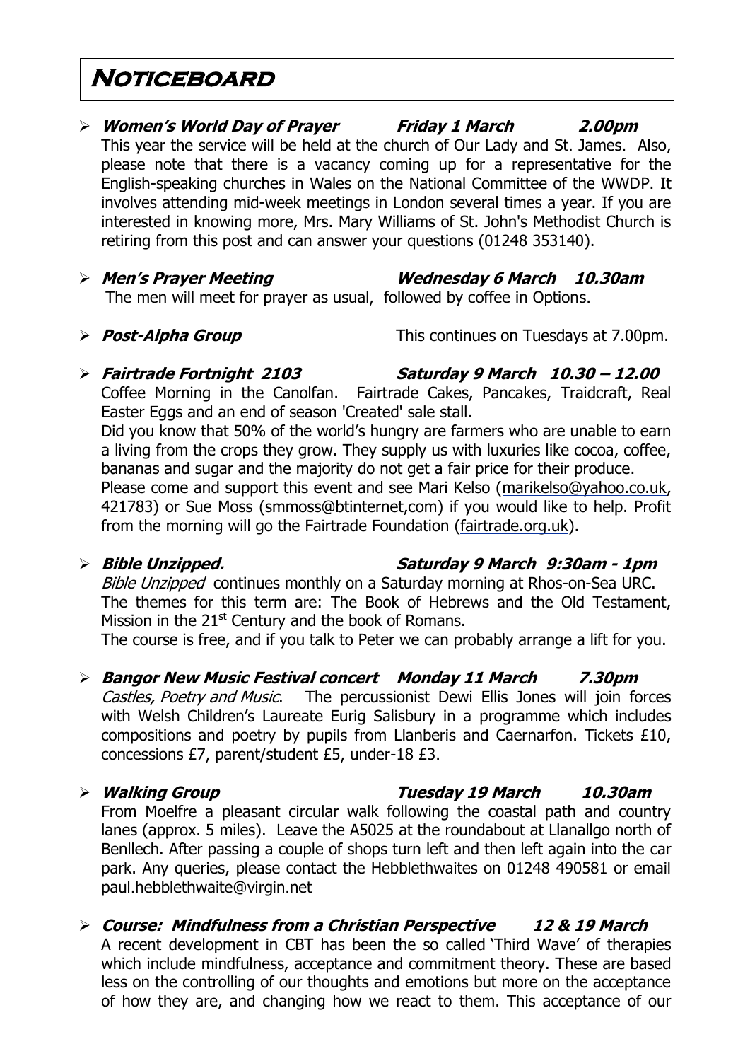# Noticeboard

- ***Women's World Day of Prayer*** ***Friday 1 March*** ***2.00pm***
  This year the service will be held at the church of Our Lady and St. James. Also, please note that there is a vacancy coming up for a representative for the English-speaking churches in Wales on the National Committee of the WWDP. It involves attending mid-week meetings in London several times a year. If you are interested in knowing more, Mrs. Mary Williams of St. John's Methodist Church is retiring from this post and can answer your questions (01248 353140).

- ***Men's Prayer Meeting*** ***Wednesday 6 March*** ***10.30am***
  The men will meet for prayer as usual, followed by coffee in Options.

- ***Post-Alpha Group*** This continues on Tuesdays at 7.00pm.

- ***Fairtrade Fortnight 2103*** ***Saturday 9 March 10.30 – 12.00***
  Coffee Morning in the Canolfan. Fairtrade Cakes, Pancakes, Traidcraft, Real Easter Eggs and an end of season 'Created' sale stall.
  Did you know that 50% of the world's hungry are farmers who are unable to earn a living from the crops they grow. They supply us with luxuries like cocoa, coffee, bananas and sugar and the majority do not get a fair price for their produce.
  Please come and support this event and see Mari Kelso (marikelso@yahoo.co.uk, 421783) or Sue Moss (smmoss@btinternet,com) if you would like to help. Profit from the morning will go the Fairtrade Foundation (fairtrade.org.uk).

- ***Bible Unzipped.*** ***Saturday 9 March 9:30am - 1pm***
  *Bible Unzipped* continues monthly on a Saturday morning at Rhos-on-Sea URC. The themes for this term are: The Book of Hebrews and the Old Testament, Mission in the 21st Century and the book of Romans.
  The course is free, and if you talk to Peter we can probably arrange a lift for you.

- ***Bangor New Music Festival concert*** ***Monday 11 March*** ***7.30pm***
  *Castles, Poetry and Music*. The percussionist Dewi Ellis Jones will join forces with Welsh Children's Laureate Eurig Salisbury in a programme which includes compositions and poetry by pupils from Llanberis and Caernarfon. Tickets £10, concessions £7, parent/student £5, under-18 £3.

- ***Walking Group*** ***Tuesday 19 March*** ***10.30am***
  From Moelfre a pleasant circular walk following the coastal path and country lanes (approx. 5 miles). Leave the A5025 at the roundabout at Llanallgo north of Benllech. After passing a couple of shops turn left and then left again into the car park. Any queries, please contact the Hebblethwaites on 01248 490581 or email paul.hebblethwaite@virgin.net

- ***Course: Mindfulness from a Christian Perspective*** ***12 & 19 March***
  A recent development in CBT has been the so called 'Third Wave' of therapies which include mindfulness, acceptance and commitment theory. These are based less on the controlling of our thoughts and emotions but more on the acceptance of how they are, and changing how we react to them. This acceptance of our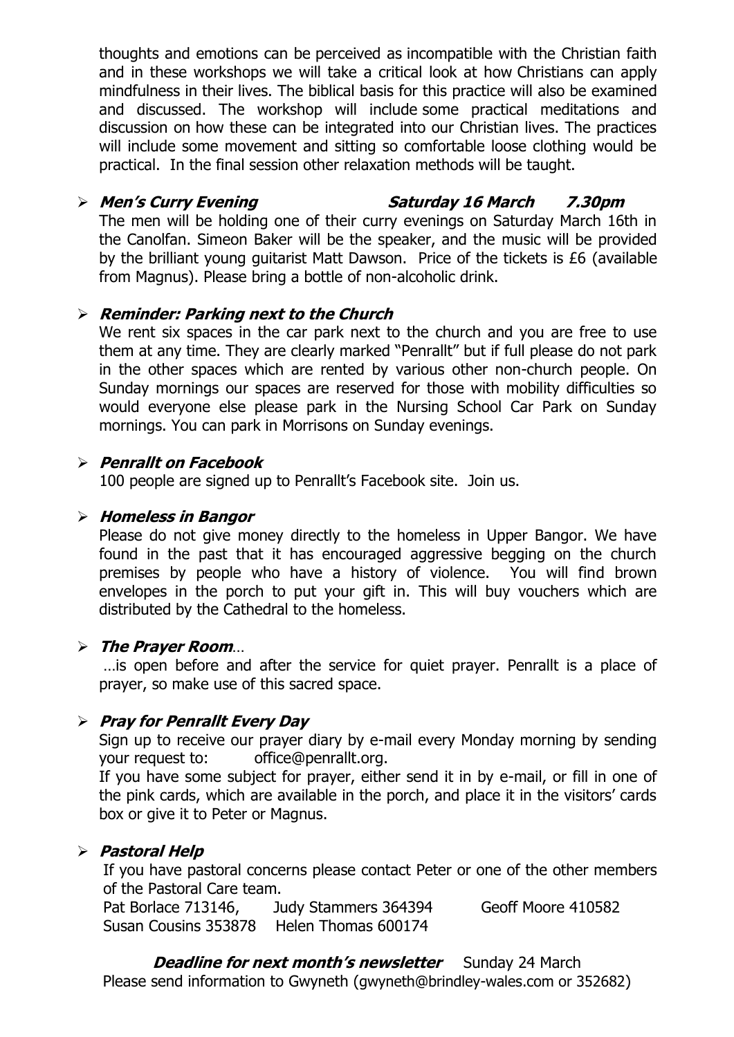thoughts and emotions can be perceived as incompatible with the Christian faith and in these workshops we will take a critical look at how Christians can apply mindfulness in their lives. The biblical basis for this practice will also be examined and discussed. The workshop will include some practical meditations and discussion on how these can be integrated into our Christian lives. The practices will include some movement and sitting so comfortable loose clothing would be practical. In the final session other relaxation methods will be taught.

- ***Men's Curry Evening*** ***Saturday 16 March 7.30pm***

  The men will be holding one of their curry evenings on Saturday March 16th in the Canolfan. Simeon Baker will be the speaker, and the music will be provided by the brilliant young guitarist Matt Dawson. Price of the tickets is £6 (available from Magnus). Please bring a bottle of non-alcoholic drink.

- ***Reminder: Parking next to the Church***

  We rent six spaces in the car park next to the church and you are free to use them at any time. They are clearly marked "Penrallt" but if full please do not park in the other spaces which are rented by various other non-church people. On Sunday mornings our spaces are reserved for those with mobility difficulties so would everyone else please park in the Nursing School Car Park on Sunday mornings. You can park in Morrisons on Sunday evenings.

- ***Penrallt on Facebook***

  100 people are signed up to Penrallt's Facebook site. Join us.

- ***Homeless in Bangor***

  Please do not give money directly to the homeless in Upper Bangor. We have found in the past that it has encouraged aggressive begging on the church premises by people who have a history of violence. You will find brown envelopes in the porch to put your gift in. This will buy vouchers which are distributed by the Cathedral to the homeless.

- ***The Prayer Room***…

  …is open before and after the service for quiet prayer. Penrallt is a place of prayer, so make use of this sacred space.

- ***Pray for Penrallt Every Day***

  Sign up to receive our prayer diary by e-mail every Monday morning by sending your request to: office@penrallt.org.

  If you have some subject for prayer, either send it in by e-mail, or fill in one of the pink cards, which are available in the porch, and place it in the visitors' cards box or give it to Peter or Magnus.

- ***Pastoral Help***

  If you have pastoral concerns please contact Peter or one of the other members of the Pastoral Care team.

  Pat Borlace 713146, Judy Stammers 364394 Geoff Moore 410582
  Susan Cousins 353878 Helen Thomas 600174

***Deadline for next month's newsletter*** Sunday 24 March

Please send information to Gwyneth (gwyneth@brindley-wales.com or 352682)